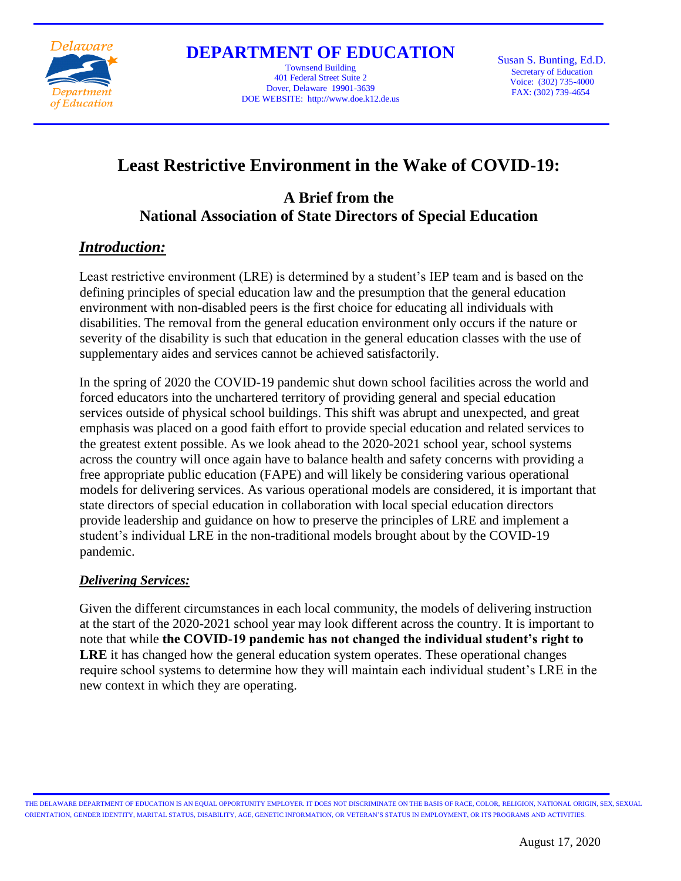**DEPARTMENT OF EDUCATION**

Townsend Building
401 Federal Street Suite 2
Dover, Delaware 19901-3639
DOE WEBSITE: http://www.doe.k12.de.us

Susan S. Bunting, Ed.D.
Secretary of Education
Voice: (302) 735-4000
FAX: (302) 739-4654

# Least Restrictive Environment in the Wake of COVID-19:

## A Brief from the National Association of State Directors of Special Education

## *Introduction:*

Least restrictive environment (LRE) is determined by a student's IEP team and is based on the defining principles of special education law and the presumption that the general education environment with non-disabled peers is the first choice for educating all individuals with disabilities. The removal from the general education environment only occurs if the nature or severity of the disability is such that education in the general education classes with the use of supplementary aides and services cannot be achieved satisfactorily.

In the spring of 2020 the COVID-19 pandemic shut down school facilities across the world and forced educators into the unchartered territory of providing general and special education services outside of physical school buildings. This shift was abrupt and unexpected, and great emphasis was placed on a good faith effort to provide special education and related services to the greatest extent possible. As we look ahead to the 2020-2021 school year, school systems across the country will once again have to balance health and safety concerns with providing a free appropriate public education (FAPE) and will likely be considering various operational models for delivering services. As various operational models are considered, it is important that state directors of special education in collaboration with local special education directors provide leadership and guidance on how to preserve the principles of LRE and implement a student's individual LRE in the non-traditional models brought about by the COVID-19 pandemic.

### *Delivering Services:*

Given the different circumstances in each local community, the models of delivering instruction at the start of the 2020-2021 school year may look different across the country. It is important to note that while **the COVID-19 pandemic has not changed the individual student's right to LRE** it has changed how the general education system operates. These operational changes require school systems to determine how they will maintain each individual student's LRE in the new context in which they are operating.

THE DELAWARE DEPARTMENT OF EDUCATION IS AN EQUAL OPPORTUNITY EMPLOYER. IT DOES NOT DISCRIMINATE ON THE BASIS OF RACE, COLOR, RELIGION, NATIONAL ORIGIN, SEX, SEXUAL ORIENTATION, GENDER IDENTITY, MARITAL STATUS, DISABILITY, AGE, GENETIC INFORMATION, OR VETERAN'S STATUS IN EMPLOYMENT, OR ITS PROGRAMS AND ACTIVITIES.

August 17, 2020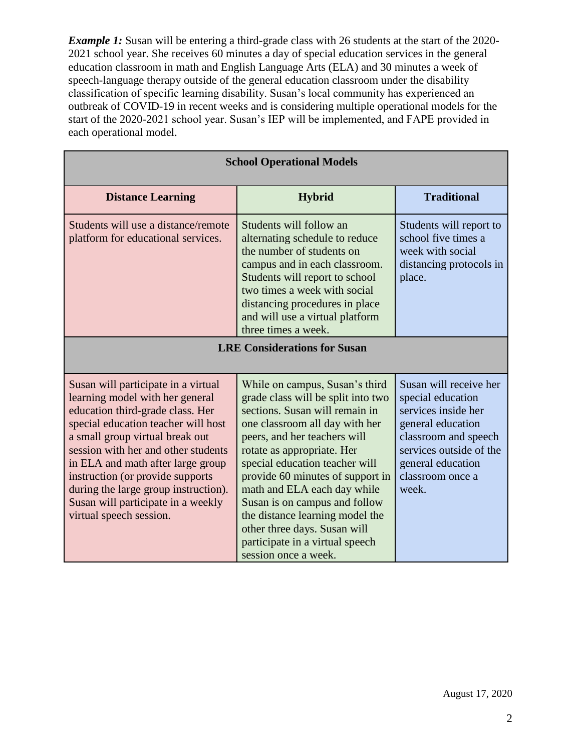***Example 1:*** Susan will be entering a third-grade class with 26 students at the start of the 2020-2021 school year. She receives 60 minutes a day of special education services in the general education classroom in math and English Language Arts (ELA) and 30 minutes a week of speech-language therapy outside of the general education classroom under the disability classification of specific learning disability. Susan's local community has experienced an outbreak of COVID-19 in recent weeks and is considering multiple operational models for the start of the 2020-2021 school year. Susan's IEP will be implemented, and FAPE provided in each operational model.

| **School Operational Models** | | |
|---|---|---|
| **Distance Learning** | **Hybrid** | **Traditional** |
| Students will use a distance/remote platform for educational services. | Students will follow an alternating schedule to reduce the number of students on campus and in each classroom. Students will report to school two times a week with social distancing procedures in place and will use a virtual platform three times a week. | Students will report to school five times a week with social distancing protocols in place. |
| **LRE Considerations for Susan** | | |
| Susan will participate in a virtual learning model with her general education third-grade class. Her special education teacher will host a small group virtual break out session with her and other students in ELA and math after large group instruction (or provide supports during the large group instruction). Susan will participate in a weekly virtual speech session. | While on campus, Susan's third grade class will be split into two sections. Susan will remain in one classroom all day with her peers, and her teachers will rotate as appropriate. Her special education teacher will provide 60 minutes of support in math and ELA each day while Susan is on campus and follow the distance learning model the other three days. Susan will participate in a virtual speech session once a week. | Susan will receive her special education services inside her general education classroom and speech services outside of the general education classroom once a week. |

August 17, 2020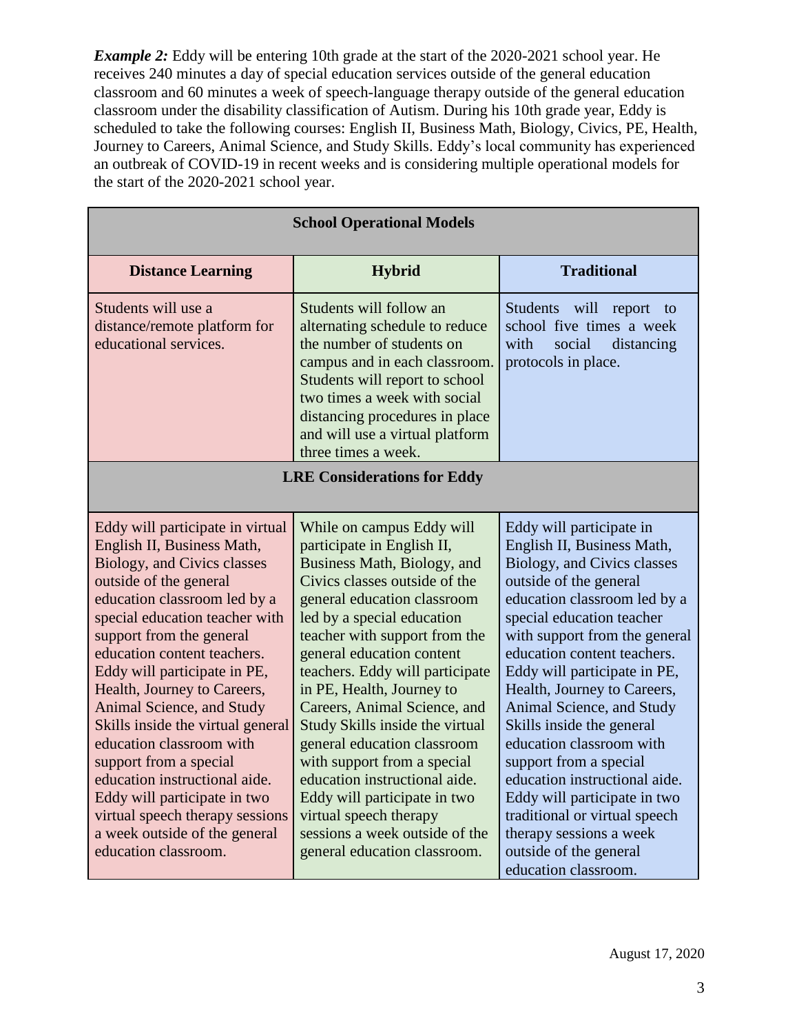***Example 2:*** Eddy will be entering 10th grade at the start of the 2020-2021 school year. He receives 240 minutes a day of special education services outside of the general education classroom and 60 minutes a week of speech-language therapy outside of the general education classroom under the disability classification of Autism. During his 10th grade year, Eddy is scheduled to take the following courses: English II, Business Math, Biology, Civics, PE, Health, Journey to Careers, Animal Science, and Study Skills. Eddy's local community has experienced an outbreak of COVID-19 in recent weeks and is considering multiple operational models for the start of the 2020-2021 school year.

| **School Operational Models** | | |
|---|---|---|
| **Distance Learning** | **Hybrid** | **Traditional** |
| Students will use a distance/remote platform for educational services. | Students will follow an alternating schedule to reduce the number of students on campus and in each classroom. Students will report to school two times a week with social distancing procedures in place and will use a virtual platform three times a week. | Students will report to school five times a week with social distancing protocols in place. |
| **LRE Considerations for Eddy** | | |
| Eddy will participate in virtual English II, Business Math, Biology, and Civics classes outside of the general education classroom led by a special education teacher with support from the general education content teachers. Eddy will participate in PE, Health, Journey to Careers, Animal Science, and Study Skills inside the virtual general education classroom with support from a special education instructional aide. Eddy will participate in two virtual speech therapy sessions a week outside of the general education classroom. | While on campus Eddy will participate in English II, Business Math, Biology, and Civics classes outside of the general education classroom led by a special education teacher with support from the general education content teachers. Eddy will participate in PE, Health, Journey to Careers, Animal Science, and Study Skills inside the virtual general education classroom with support from a special education instructional aide. Eddy will participate in two virtual speech therapy sessions a week outside of the general education classroom. | Eddy will participate in English II, Business Math, Biology, and Civics classes outside of the general education classroom led by a special education teacher with support from the general education content teachers. Eddy will participate in PE, Health, Journey to Careers, Animal Science, and Study Skills inside the general education classroom with support from a special education instructional aide. Eddy will participate in two traditional or virtual speech therapy sessions a week outside of the general education classroom. |

August 17, 2020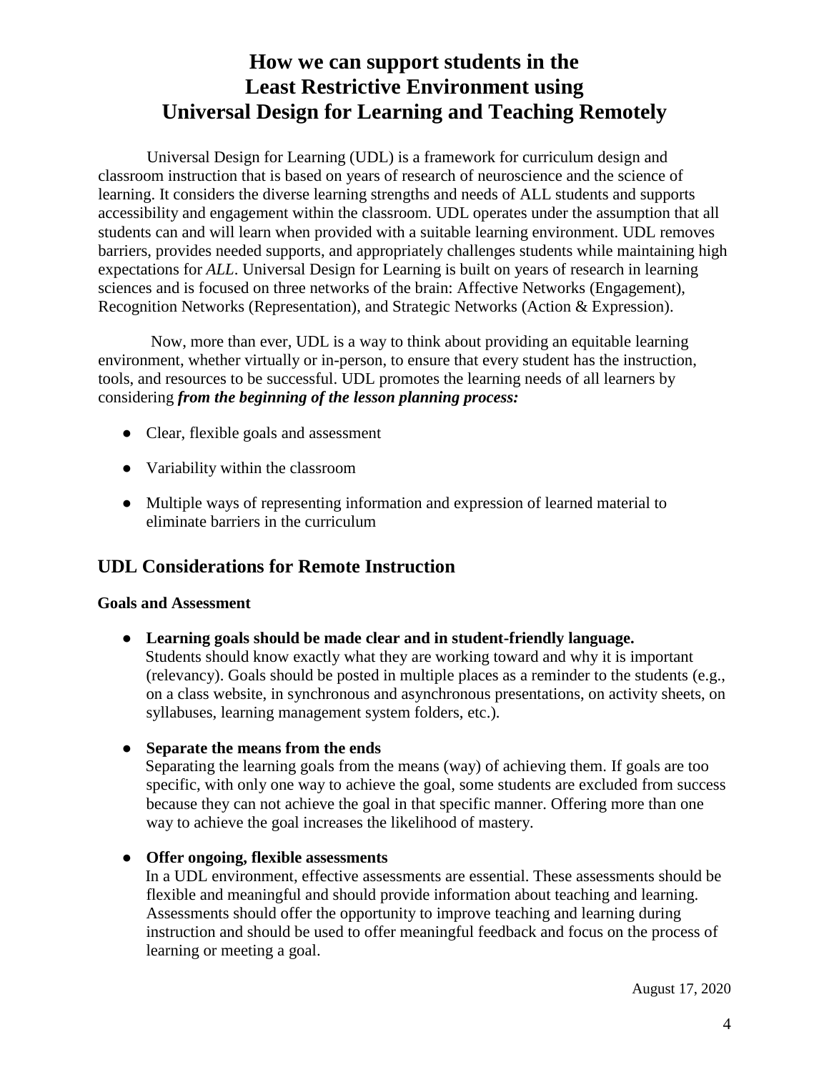# How we can support students in the Least Restrictive Environment using Universal Design for Learning and Teaching Remotely

Universal Design for Learning (UDL) is a framework for curriculum design and classroom instruction that is based on years of research of neuroscience and the science of learning. It considers the diverse learning strengths and needs of ALL students and supports accessibility and engagement within the classroom. UDL operates under the assumption that all students can and will learn when provided with a suitable learning environment. UDL removes barriers, provides needed supports, and appropriately challenges students while maintaining high expectations for *ALL*. Universal Design for Learning is built on years of research in learning sciences and is focused on three networks of the brain: Affective Networks (Engagement), Recognition Networks (Representation), and Strategic Networks (Action & Expression).

Now, more than ever, UDL is a way to think about providing an equitable learning environment, whether virtually or in-person, to ensure that every student has the instruction, tools, and resources to be successful. UDL promotes the learning needs of all learners by considering ***from the beginning of the lesson planning process:***

- Clear, flexible goals and assessment
- Variability within the classroom
- Multiple ways of representing information and expression of learned material to eliminate barriers in the curriculum

## UDL Considerations for Remote Instruction

### Goals and Assessment

- **Learning goals should be made clear and in student-friendly language.** Students should know exactly what they are working toward and why it is important (relevancy). Goals should be posted in multiple places as a reminder to the students (e.g., on a class website, in synchronous and asynchronous presentations, on activity sheets, on syllabuses, learning management system folders, etc.).
- **Separate the means from the ends** Separating the learning goals from the means (way) of achieving them. If goals are too specific, with only one way to achieve the goal, some students are excluded from success because they can not achieve the goal in that specific manner. Offering more than one way to achieve the goal increases the likelihood of mastery.
- **Offer ongoing, flexible assessments** In a UDL environment, effective assessments are essential. These assessments should be flexible and meaningful and should provide information about teaching and learning. Assessments should offer the opportunity to improve teaching and learning during instruction and should be used to offer meaningful feedback and focus on the process of learning or meeting a goal.

August 17, 2020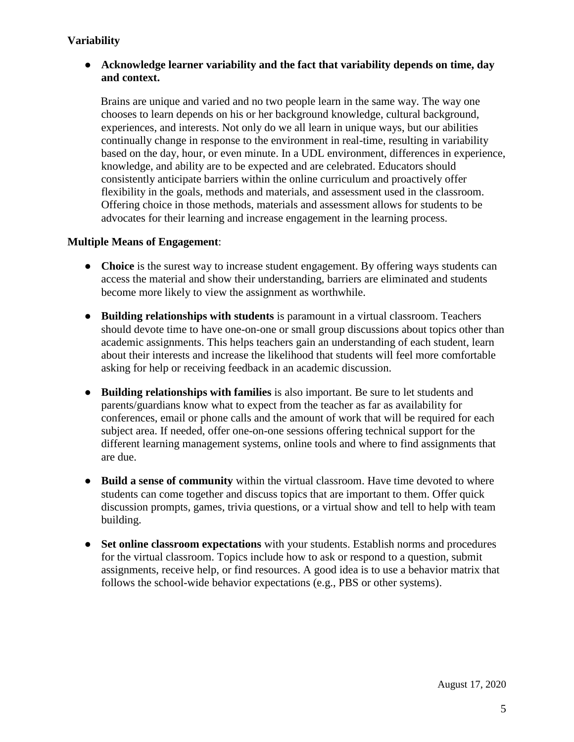**Variability**

- **Acknowledge learner variability and the fact that variability depends on time, day and context.**

  Brains are unique and varied and no two people learn in the same way. The way one chooses to learn depends on his or her background knowledge, cultural background, experiences, and interests. Not only do we all learn in unique ways, but our abilities continually change in response to the environment in real-time, resulting in variability based on the day, hour, or even minute. In a UDL environment, differences in experience, knowledge, and ability are to be expected and are celebrated. Educators should consistently anticipate barriers within the online curriculum and proactively offer flexibility in the goals, methods and materials, and assessment used in the classroom. Offering choice in those methods, materials and assessment allows for students to be advocates for their learning and increase engagement in the learning process.

**Multiple Means of Engagement**:

- **Choice** is the surest way to increase student engagement. By offering ways students can access the material and show their understanding, barriers are eliminated and students become more likely to view the assignment as worthwhile.

- **Building relationships with students** is paramount in a virtual classroom. Teachers should devote time to have one-on-one or small group discussions about topics other than academic assignments. This helps teachers gain an understanding of each student, learn about their interests and increase the likelihood that students will feel more comfortable asking for help or receiving feedback in an academic discussion.

- **Building relationships with families** is also important. Be sure to let students and parents/guardians know what to expect from the teacher as far as availability for conferences, email or phone calls and the amount of work that will be required for each subject area. If needed, offer one-on-one sessions offering technical support for the different learning management systems, online tools and where to find assignments that are due.

- **Build a sense of community** within the virtual classroom. Have time devoted to where students can come together and discuss topics that are important to them. Offer quick discussion prompts, games, trivia questions, or a virtual show and tell to help with team building.

- **Set online classroom expectations** with your students. Establish norms and procedures for the virtual classroom. Topics include how to ask or respond to a question, submit assignments, receive help, or find resources. A good idea is to use a behavior matrix that follows the school-wide behavior expectations (e.g., PBS or other systems).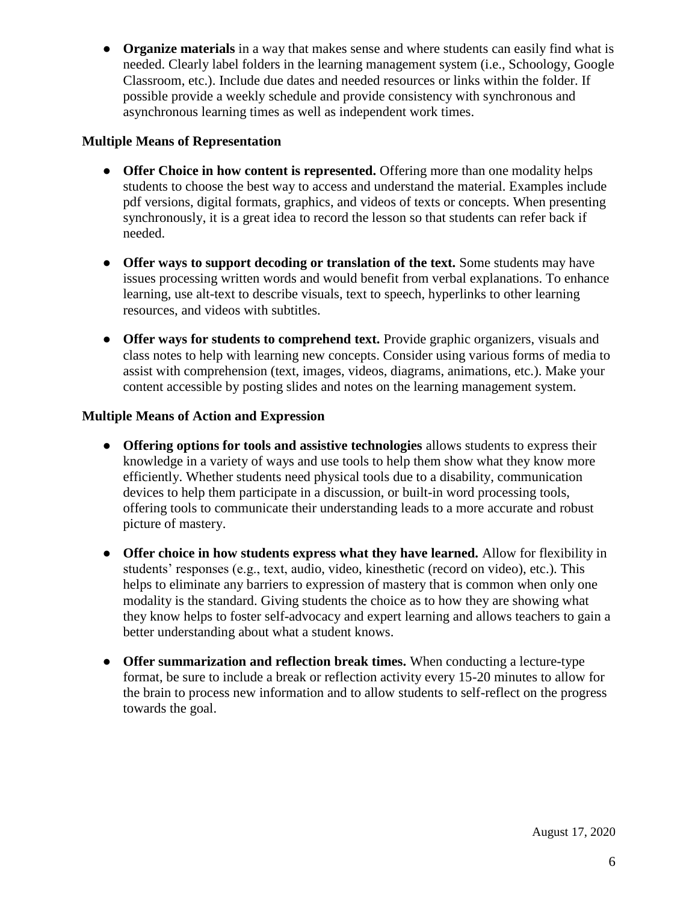- **Organize materials** in a way that makes sense and where students can easily find what is needed. Clearly label folders in the learning management system (i.e., Schoology, Google Classroom, etc.). Include due dates and needed resources or links within the folder. If possible provide a weekly schedule and provide consistency with synchronous and asynchronous learning times as well as independent work times.

**Multiple Means of Representation**

- **Offer Choice in how content is represented.** Offering more than one modality helps students to choose the best way to access and understand the material. Examples include pdf versions, digital formats, graphics, and videos of texts or concepts. When presenting synchronously, it is a great idea to record the lesson so that students can refer back if needed.

- **Offer ways to support decoding or translation of the text.** Some students may have issues processing written words and would benefit from verbal explanations. To enhance learning, use alt-text to describe visuals, text to speech, hyperlinks to other learning resources, and videos with subtitles.

- **Offer ways for students to comprehend text.** Provide graphic organizers, visuals and class notes to help with learning new concepts. Consider using various forms of media to assist with comprehension (text, images, videos, diagrams, animations, etc.). Make your content accessible by posting slides and notes on the learning management system.

**Multiple Means of Action and Expression**

- **Offering options for tools and assistive technologies** allows students to express their knowledge in a variety of ways and use tools to help them show what they know more efficiently. Whether students need physical tools due to a disability, communication devices to help them participate in a discussion, or built-in word processing tools, offering tools to communicate their understanding leads to a more accurate and robust picture of mastery.

- **Offer choice in how students express what they have learned.** Allow for flexibility in students' responses (e.g., text, audio, video, kinesthetic (record on video), etc.). This helps to eliminate any barriers to expression of mastery that is common when only one modality is the standard. Giving students the choice as to how they are showing what they know helps to foster self-advocacy and expert learning and allows teachers to gain a better understanding about what a student knows.

- **Offer summarization and reflection break times.** When conducting a lecture-type format, be sure to include a break or reflection activity every 15-20 minutes to allow for the brain to process new information and to allow students to self-reflect on the progress towards the goal.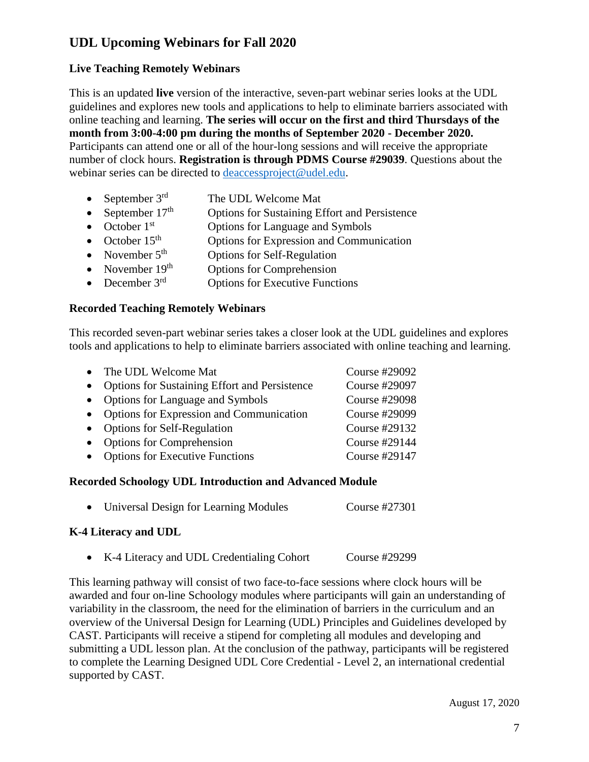## UDL Upcoming Webinars for Fall 2020

### Live Teaching Remotely Webinars

This is an updated **live** version of the interactive, seven-part webinar series looks at the UDL guidelines and explores new tools and applications to help to eliminate barriers associated with online teaching and learning. **The series will occur on the first and third Thursdays of the month from 3:00-4:00 pm during the months of September 2020 - December 2020.** Participants can attend one or all of the hour-long sessions and will receive the appropriate number of clock hours. **Registration is through PDMS Course #29039**. Questions about the webinar series can be directed to deaccessproject@udel.edu.

- September 3rd — The UDL Welcome Mat
- September 17th — Options for Sustaining Effort and Persistence
- October 1st — Options for Language and Symbols
- October 15th — Options for Expression and Communication
- November 5th — Options for Self-Regulation
- November 19th — Options for Comprehension
- December 3rd — Options for Executive Functions

### Recorded Teaching Remotely Webinars

This recorded seven-part webinar series takes a closer look at the UDL guidelines and explores tools and applications to help to eliminate barriers associated with online teaching and learning.

- The UDL Welcome Mat — Course #29092
- Options for Sustaining Effort and Persistence — Course #29097
- Options for Language and Symbols — Course #29098
- Options for Expression and Communication — Course #29099
- Options for Self-Regulation — Course #29132
- Options for Comprehension — Course #29144
- Options for Executive Functions — Course #29147

### Recorded Schoology UDL Introduction and Advanced Module

- Universal Design for Learning Modules — Course #27301

### K-4 Literacy and UDL

- K-4 Literacy and UDL Credentialing Cohort — Course #29299

This learning pathway will consist of two face-to-face sessions where clock hours will be awarded and four on-line Schoology modules where participants will gain an understanding of variability in the classroom, the need for the elimination of barriers in the curriculum and an overview of the Universal Design for Learning (UDL) Principles and Guidelines developed by CAST. Participants will receive a stipend for completing all modules and developing and submitting a UDL lesson plan. At the conclusion of the pathway, participants will be registered to complete the Learning Designed UDL Core Credential - Level 2, an international credential supported by CAST.

August 17, 2020